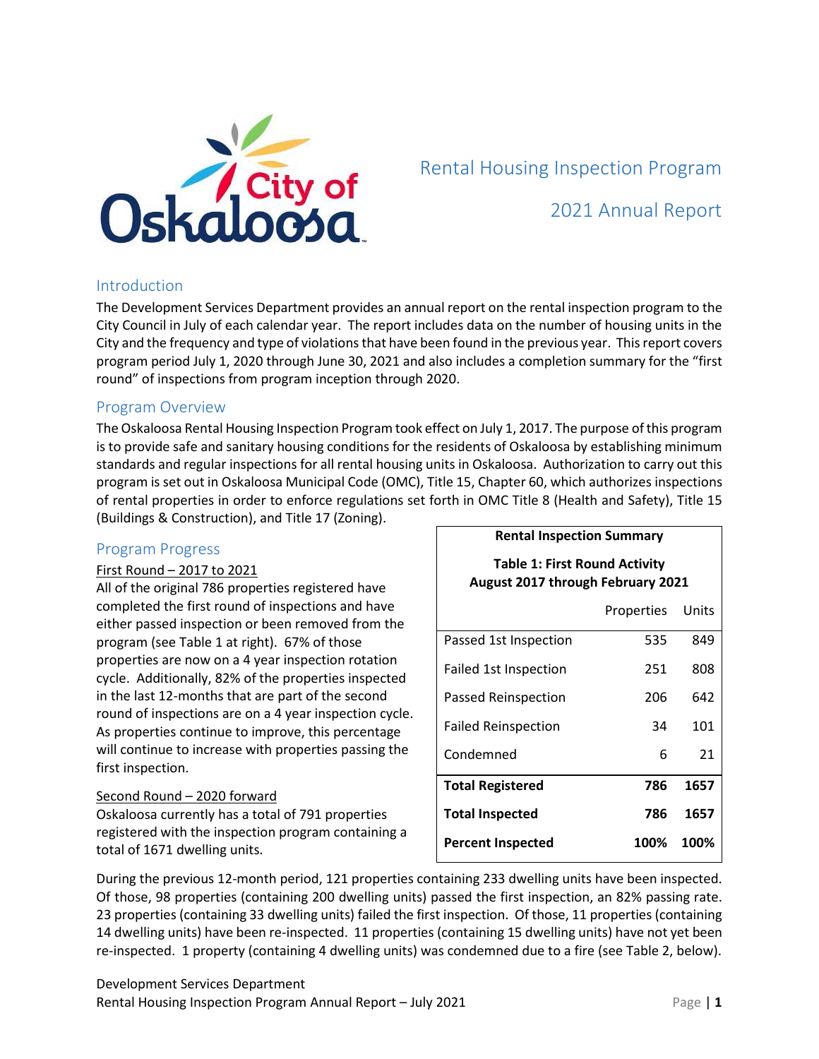# Rental Housing Inspection Program

# 2021 Annual Report

## Introduction

The Development Services Department provides an annual report on the rental inspection program to the City Council in July of each calendar year. The report includes data on the number of housing units in the City and the frequency and type of violations that have been found in the previous year. This report covers program period July 1, 2020 through June 30, 2021 and also includes a completion summary for the "first round" of inspections from program inception through 2020.

## Program Overview

The Oskaloosa Rental Housing Inspection Program took effect on July 1, 2017. The purpose of this program is to provide safe and sanitary housing conditions for the residents of Oskaloosa by establishing minimum standards and regular inspections for all rental housing units in Oskaloosa. Authorization to carry out this program is set out in Oskaloosa Municipal Code (OMC), Title 15, Chapter 60, which authorizes inspections of rental properties in order to enforce regulations set forth in OMC Title 8 (Health and Safety), Title 15 (Buildings & Construction), and Title 17 (Zoning).

## Program Progress

First Round – 2017 to 2021

All of the original 786 properties registered have completed the first round of inspections and have either passed inspection or been removed from the program (see Table 1 at right). 67% of those properties are now on a 4 year inspection rotation cycle. Additionally, 82% of the properties inspected in the last 12-months that are part of the second round of inspections are on a 4 year inspection cycle. As properties continue to improve, this percentage will continue to increase with properties passing the first inspection.

**Rental Inspection Summary**

**Table 1: First Round Activity August 2017 through February 2021**

| | Properties | Units |
|---|---|---|
| Passed 1st Inspection | 535 | 849 |
| Failed 1st Inspection | 251 | 808 |
| Passed Reinspection | 206 | 642 |
| Failed Reinspection | 34 | 101 |
| Condemned | 6 | 21 |
| **Total Registered** | **786** | **1657** |
| **Total Inspected** | **786** | **1657** |
| **Percent Inspected** | **100%** | **100%** |

Second Round – 2020 forward

Oskaloosa currently has a total of 791 properties registered with the inspection program containing a total of 1671 dwelling units.

During the previous 12-month period, 121 properties containing 233 dwelling units have been inspected. Of those, 98 properties (containing 200 dwelling units) passed the first inspection, an 82% passing rate. 23 properties (containing 33 dwelling units) failed the first inspection. Of those, 11 properties (containing 14 dwelling units) have been re-inspected. 11 properties (containing 15 dwelling units) have not yet been re-inspected. 1 property (containing 4 dwelling units) was condemned due to a fire (see Table 2, below).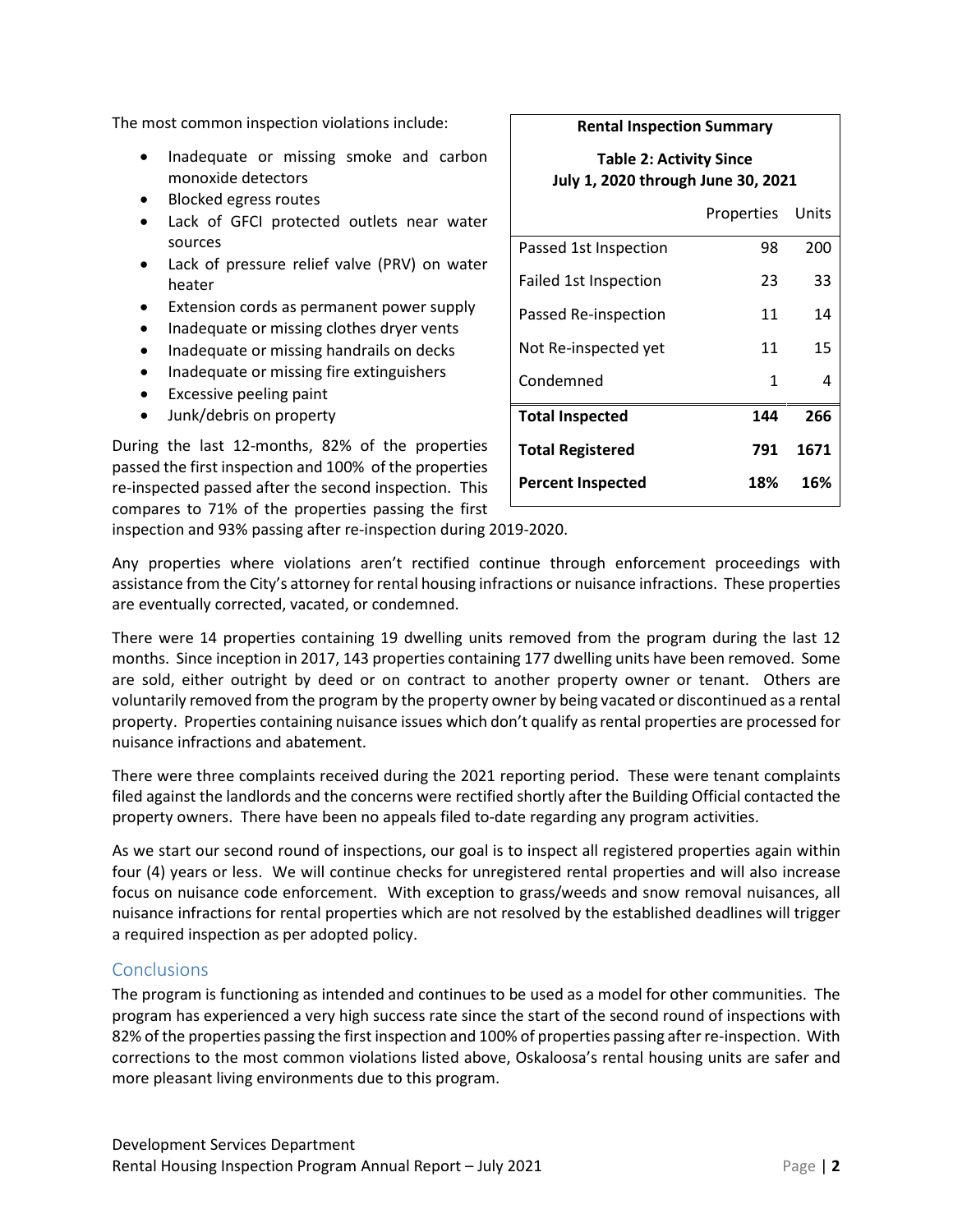The most common inspection violations include:

- Inadequate or missing smoke and carbon monoxide detectors
- Blocked egress routes
- Lack of GFCI protected outlets near water sources
- Lack of pressure relief valve (PRV) on water heater
- Extension cords as permanent power supply
- Inadequate or missing clothes dryer vents
- Inadequate or missing handrails on decks
- Inadequate or missing fire extinguishers
- Excessive peeling paint
- Junk/debris on property

**Rental Inspection Summary**

**Table 2: Activity Since July 1, 2020 through June 30, 2021**

| | Properties | Units |
|---|---|---|
| Passed 1st Inspection | 98 | 200 |
| Failed 1st Inspection | 23 | 33 |
| Passed Re-inspection | 11 | 14 |
| Not Re-inspected yet | 11 | 15 |
| Condemned | 1 | 4 |
| **Total Inspected** | **144** | **266** |
| **Total Registered** | **791** | **1671** |
| **Percent Inspected** | **18%** | **16%** |

During the last 12-months, 82% of the properties passed the first inspection and 100% of the properties re-inspected passed after the second inspection. This compares to 71% of the properties passing the first inspection and 93% passing after re-inspection during 2019-2020.

Any properties where violations aren't rectified continue through enforcement proceedings with assistance from the City's attorney for rental housing infractions or nuisance infractions. These properties are eventually corrected, vacated, or condemned.

There were 14 properties containing 19 dwelling units removed from the program during the last 12 months. Since inception in 2017, 143 properties containing 177 dwelling units have been removed. Some are sold, either outright by deed or on contract to another property owner or tenant. Others are voluntarily removed from the program by the property owner by being vacated or discontinued as a rental property. Properties containing nuisance issues which don't qualify as rental properties are processed for nuisance infractions and abatement.

There were three complaints received during the 2021 reporting period. These were tenant complaints filed against the landlords and the concerns were rectified shortly after the Building Official contacted the property owners. There have been no appeals filed to-date regarding any program activities.

As we start our second round of inspections, our goal is to inspect all registered properties again within four (4) years or less. We will continue checks for unregistered rental properties and will also increase focus on nuisance code enforcement. With exception to grass/weeds and snow removal nuisances, all nuisance infractions for rental properties which are not resolved by the established deadlines will trigger a required inspection as per adopted policy.

## Conclusions

The program is functioning as intended and continues to be used as a model for other communities. The program has experienced a very high success rate since the start of the second round of inspections with 82% of the properties passing the first inspection and 100% of properties passing after re-inspection. With corrections to the most common violations listed above, Oskaloosa's rental housing units are safer and more pleasant living environments due to this program.